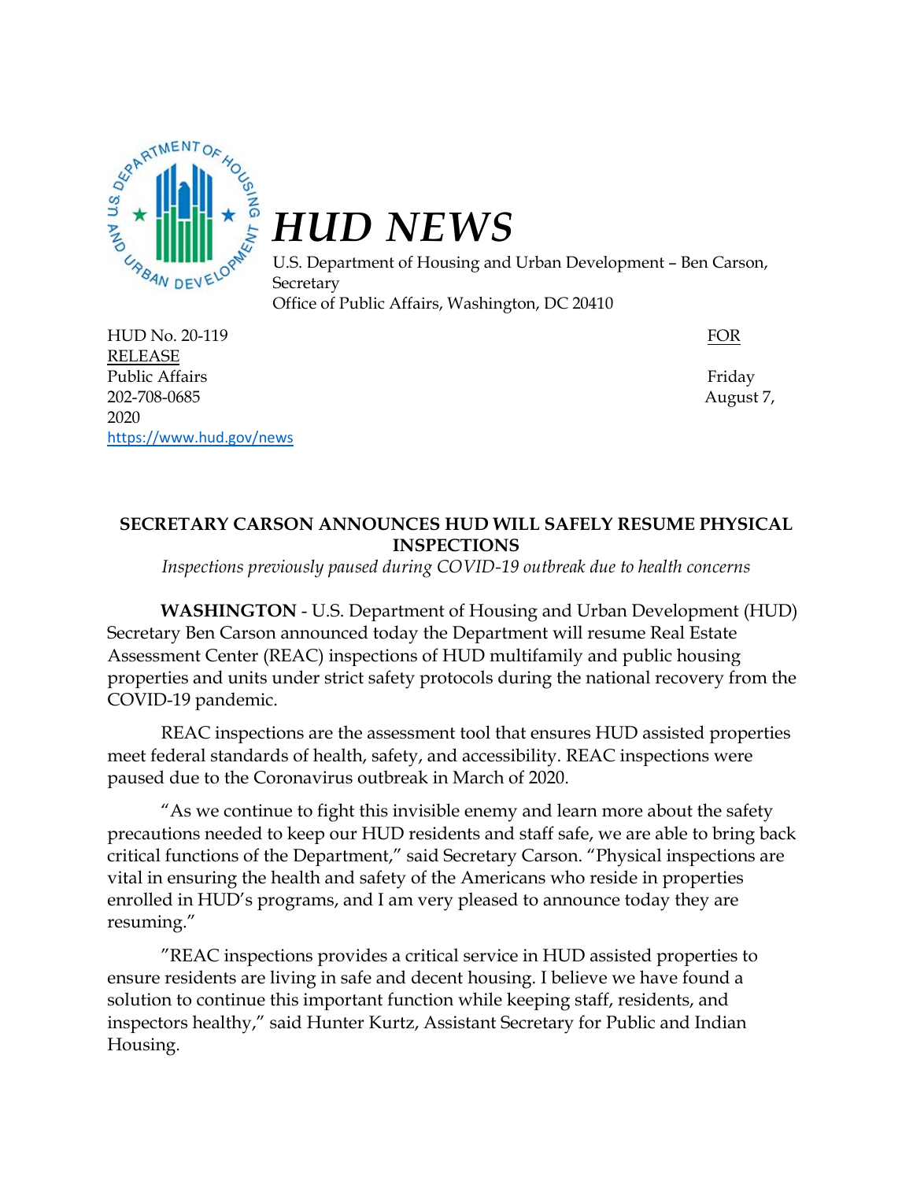# *HUD NEWS*

U.S. Department of Housing and Urban Development – Ben Carson, Secretary
Office of Public Affairs, Washington, DC 20410

HUD No. 20-119
Public Affairs
202-708-0685
https://www.hud.gov/news

FOR RELEASE
Friday
August 7, 2020

**SECRETARY CARSON ANNOUNCES HUD WILL SAFELY RESUME PHYSICAL INSPECTIONS**

*Inspections previously paused during COVID-19 outbreak due to health concerns*

**WASHINGTON** - U.S. Department of Housing and Urban Development (HUD) Secretary Ben Carson announced today the Department will resume Real Estate Assessment Center (REAC) inspections of HUD multifamily and public housing properties and units under strict safety protocols during the national recovery from the COVID-19 pandemic.

REAC inspections are the assessment tool that ensures HUD assisted properties meet federal standards of health, safety, and accessibility. REAC inspections were paused due to the Coronavirus outbreak in March of 2020.

"As we continue to fight this invisible enemy and learn more about the safety precautions needed to keep our HUD residents and staff safe, we are able to bring back critical functions of the Department," said Secretary Carson. "Physical inspections are vital in ensuring the health and safety of the Americans who reside in properties enrolled in HUD's programs, and I am very pleased to announce today they are resuming."

"REAC inspections provides a critical service in HUD assisted properties to ensure residents are living in safe and decent housing. I believe we have found a solution to continue this important function while keeping staff, residents, and inspectors healthy," said Hunter Kurtz, Assistant Secretary for Public and Indian Housing.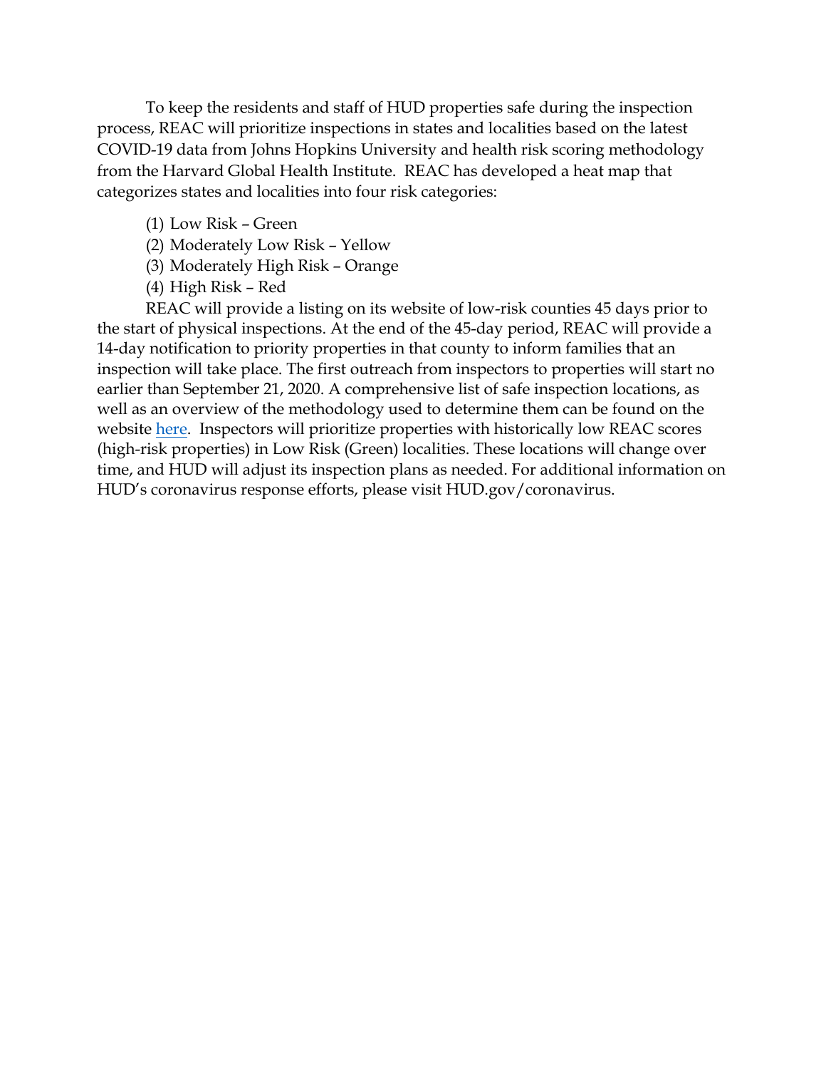To keep the residents and staff of HUD properties safe during the inspection process, REAC will prioritize inspections in states and localities based on the latest COVID-19 data from Johns Hopkins University and health risk scoring methodology from the Harvard Global Health Institute. REAC has developed a heat map that categorizes states and localities into four risk categories:

(1) Low Risk – Green
(2) Moderately Low Risk – Yellow
(3) Moderately High Risk – Orange
(4) High Risk – Red

REAC will provide a listing on its website of low-risk counties 45 days prior to the start of physical inspections. At the end of the 45-day period, REAC will provide a 14-day notification to priority properties in that county to inform families that an inspection will take place. The first outreach from inspectors to properties will start no earlier than September 21, 2020. A comprehensive list of safe inspection locations, as well as an overview of the methodology used to determine them can be found on the website here. Inspectors will prioritize properties with historically low REAC scores (high-risk properties) in Low Risk (Green) localities. These locations will change over time, and HUD will adjust its inspection plans as needed. For additional information on HUD's coronavirus response efforts, please visit HUD.gov/coronavirus.